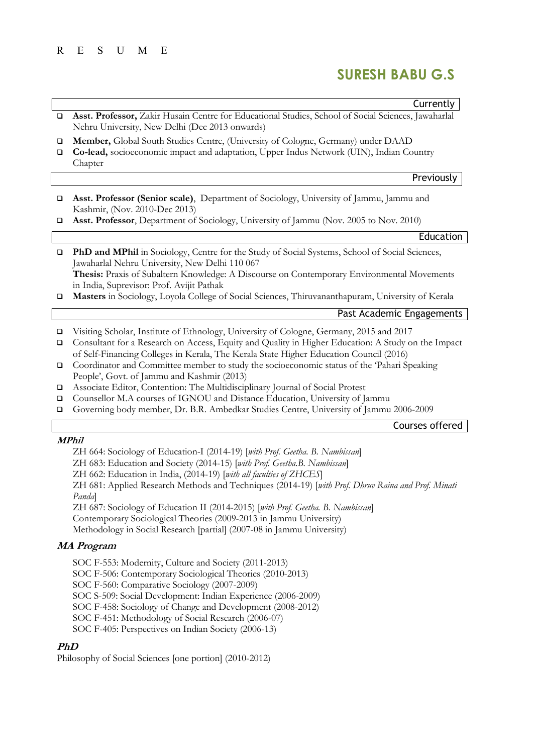R E S U M E

# SURESH BABU G.S

## Currently

- **Asst. Professor,** Zakir Husain Centre for Educational Studies, School of Social Sciences, Jawaharlal Nehru University, New Delhi (Dec 2013 onwards)
- **Member,** Global South Studies Centre, (University of Cologne, Germany) under DAAD
- **Co-lead,** socioeconomic impact and adaptation, Upper Indus Network (UIN), Indian Country Chapter

## Previously

- **Asst. Professor (Senior scale)**, Department of Sociology, University of Jammu, Jammu and Kashmir, (Nov. 2010-Dec 2013)
- **Asst. Professor**, Department of Sociology, University of Jammu (Nov. 2005 to Nov. 2010)

## Education

- **PhD and MPhil** in Sociology, Centre for the Study of Social Systems, School of Social Sciences, Jawaharlal Nehru University, New Delhi 110 067
  **Thesis:** Praxis of Subaltern Knowledge: A Discourse on Contemporary Environmental Movements in India, Suprevisor: Prof. Avijit Pathak
- **Masters** in Sociology, Loyola College of Social Sciences, Thiruvananthapuram, University of Kerala

## Past Academic Engagements

- Visiting Scholar, Institute of Ethnology, University of Cologne, Germany, 2015 and 2017
- Consultant for a Research on Access, Equity and Quality in Higher Education: A Study on the Impact of Self-Financing Colleges in Kerala, The Kerala State Higher Education Council (2016)
- Coordinator and Committee member to study the socioeconomic status of the 'Pahari Speaking People', Govt. of Jammu and Kashmir (2013)
- Associate Editor, Contention: The Multidisciplinary Journal of Social Protest
- Counsellor M.A courses of IGNOU and Distance Education, University of Jammu
- Governing body member, Dr. B.R. Ambedkar Studies Centre, University of Jammu 2006-2009

## Courses offered

### MPhil

ZH 664: Sociology of Education-I (2014-19) [*with Prof. Geetha. B. Nambissan*]
ZH 683: Education and Society (2014-15) [*with Prof. Geetha.B. Nambissan*]
ZH 662: Education in India, (2014-19) [*with all faculties of ZHCES*]
ZH 681: Applied Research Methods and Techniques (2014-19) [*with Prof. Dhruv Raina and Prof. Minati Panda*]
ZH 687: Sociology of Education II (2014-2015) [*with Prof. Geetha. B. Nambissan*]
Contemporary Sociological Theories (2009-2013 in Jammu University)
Methodology in Social Research [partial] (2007-08 in Jammu University)

### MA Program

SOC F-553: Modernity, Culture and Society (2011-2013)
SOC F-506: Contemporary Sociological Theories (2010-2013)
SOC F-560: Comparative Sociology (2007-2009)
SOC S-509: Social Development: Indian Experience (2006-2009)
SOC F-458: Sociology of Change and Development (2008-2012)
SOC F-451: Methodology of Social Research (2006-07)
SOC F-405: Perspectives on Indian Society (2006-13)

### PhD

Philosophy of Social Sciences [one portion] (2010-2012)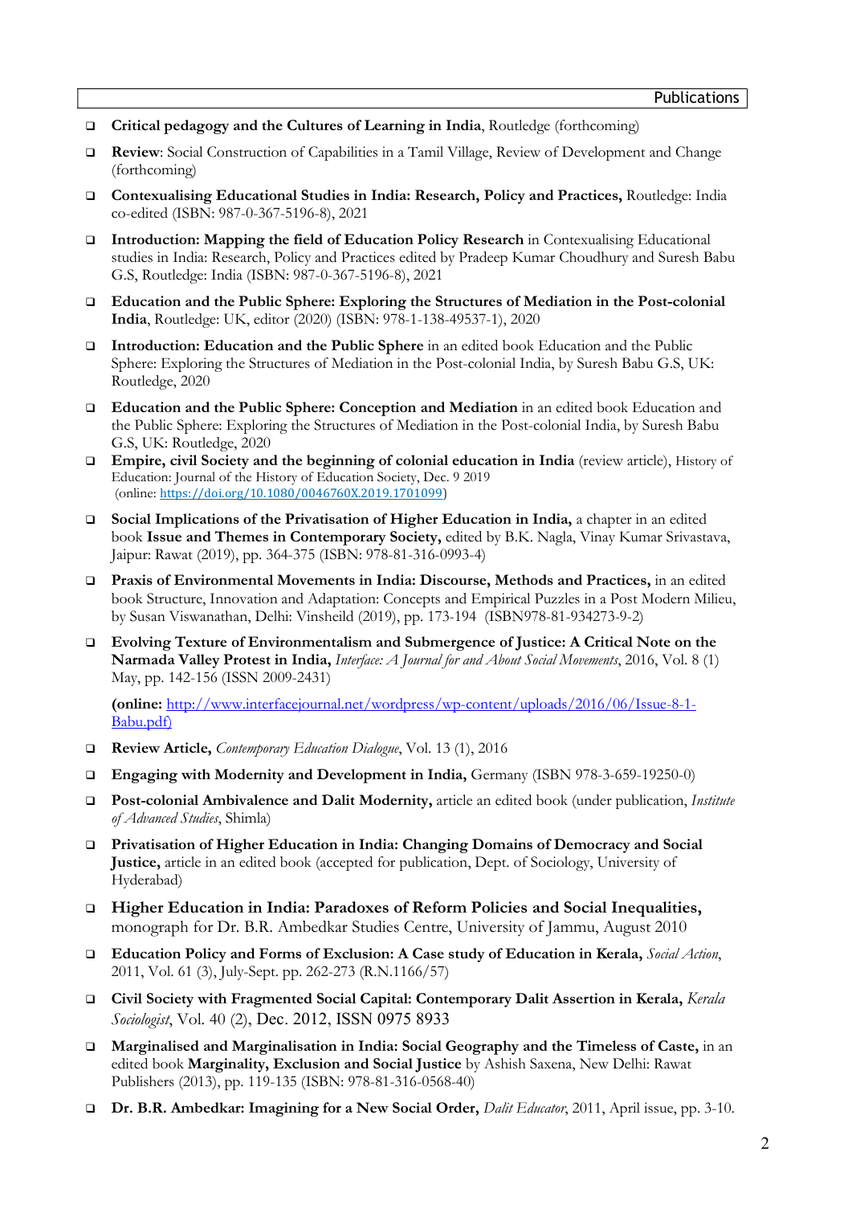## Publications

- **Critical pedagogy and the Cultures of Learning in India**, Routledge (forthcoming)
- **Review**: Social Construction of Capabilities in a Tamil Village, Review of Development and Change (forthcoming)
- **Contexualising Educational Studies in India: Research, Policy and Practices,** Routledge: India co-edited (ISBN: 987-0-367-5196-8), 2021
- **Introduction: Mapping the field of Education Policy Research** in Contexualising Educational studies in India: Research, Policy and Practices edited by Pradeep Kumar Choudhury and Suresh Babu G.S, Routledge: India (ISBN: 987-0-367-5196-8), 2021
- **Education and the Public Sphere: Exploring the Structures of Mediation in the Post-colonial India**, Routledge: UK, editor (2020) (ISBN: 978-1-138-49537-1), 2020
- **Introduction: Education and the Public Sphere** in an edited book Education and the Public Sphere: Exploring the Structures of Mediation in the Post-colonial India, by Suresh Babu G.S, UK: Routledge, 2020
- **Education and the Public Sphere: Conception and Mediation** in an edited book Education and the Public Sphere: Exploring the Structures of Mediation in the Post-colonial India, by Suresh Babu G.S, UK: Routledge, 2020
- **Empire, civil Society and the beginning of colonial education in India** (review article), History of Education: Journal of the History of Education Society, Dec. 9 2019 (online: https://doi.org/10.1080/0046760X.2019.1701099)
- **Social Implications of the Privatisation of Higher Education in India,** a chapter in an edited book **Issue and Themes in Contemporary Society,** edited by B.K. Nagla, Vinay Kumar Srivastava, Jaipur: Rawat (2019), pp. 364-375 (ISBN: 978-81-316-0993-4)
- **Praxis of Environmental Movements in India: Discourse, Methods and Practices,** in an edited book Structure, Innovation and Adaptation: Concepts and Empirical Puzzles in a Post Modern Milieu, by Susan Viswanathan, Delhi: Vinsheild (2019), pp. 173-194 (ISBN978-81-934273-9-2)
- **Evolving Texture of Environmentalism and Submergence of Justice: A Critical Note on the Narmada Valley Protest in India,** *Interface: A Journal for and About Social Movements*, 2016, Vol. 8 (1) May, pp. 142-156 (ISSN 2009-2431)

  **(online:** http://www.interfacejournal.net/wordpress/wp-content/uploads/2016/06/Issue-8-1-Babu.pdf)
- **Review Article,** *Contemporary Education Dialogue*, Vol. 13 (1), 2016
- **Engaging with Modernity and Development in India,** Germany (ISBN 978-3-659-19250-0)
- **Post-colonial Ambivalence and Dalit Modernity,** article an edited book (under publication, *Institute of Advanced Studies*, Shimla)
- **Privatisation of Higher Education in India: Changing Domains of Democracy and Social Justice,** article in an edited book (accepted for publication, Dept. of Sociology, University of Hyderabad)
- **Higher Education in India: Paradoxes of Reform Policies and Social Inequalities,** monograph for Dr. B.R. Ambedkar Studies Centre, University of Jammu, August 2010
- **Education Policy and Forms of Exclusion: A Case study of Education in Kerala,** *Social Action*, 2011, Vol. 61 (3), July-Sept. pp. 262-273 (R.N.1166/57)
- **Civil Society with Fragmented Social Capital: Contemporary Dalit Assertion in Kerala,** *Kerala Sociologist*, Vol. 40 (2), Dec. 2012, ISSN 0975 8933
- **Marginalised and Marginalisation in India: Social Geography and the Timeless of Caste,** in an edited book **Marginality, Exclusion and Social Justice** by Ashish Saxena, New Delhi: Rawat Publishers (2013), pp. 119-135 (ISBN: 978-81-316-0568-40)
- **Dr. B.R. Ambedkar: Imagining for a New Social Order,** *Dalit Educator*, 2011, April issue, pp. 3-10.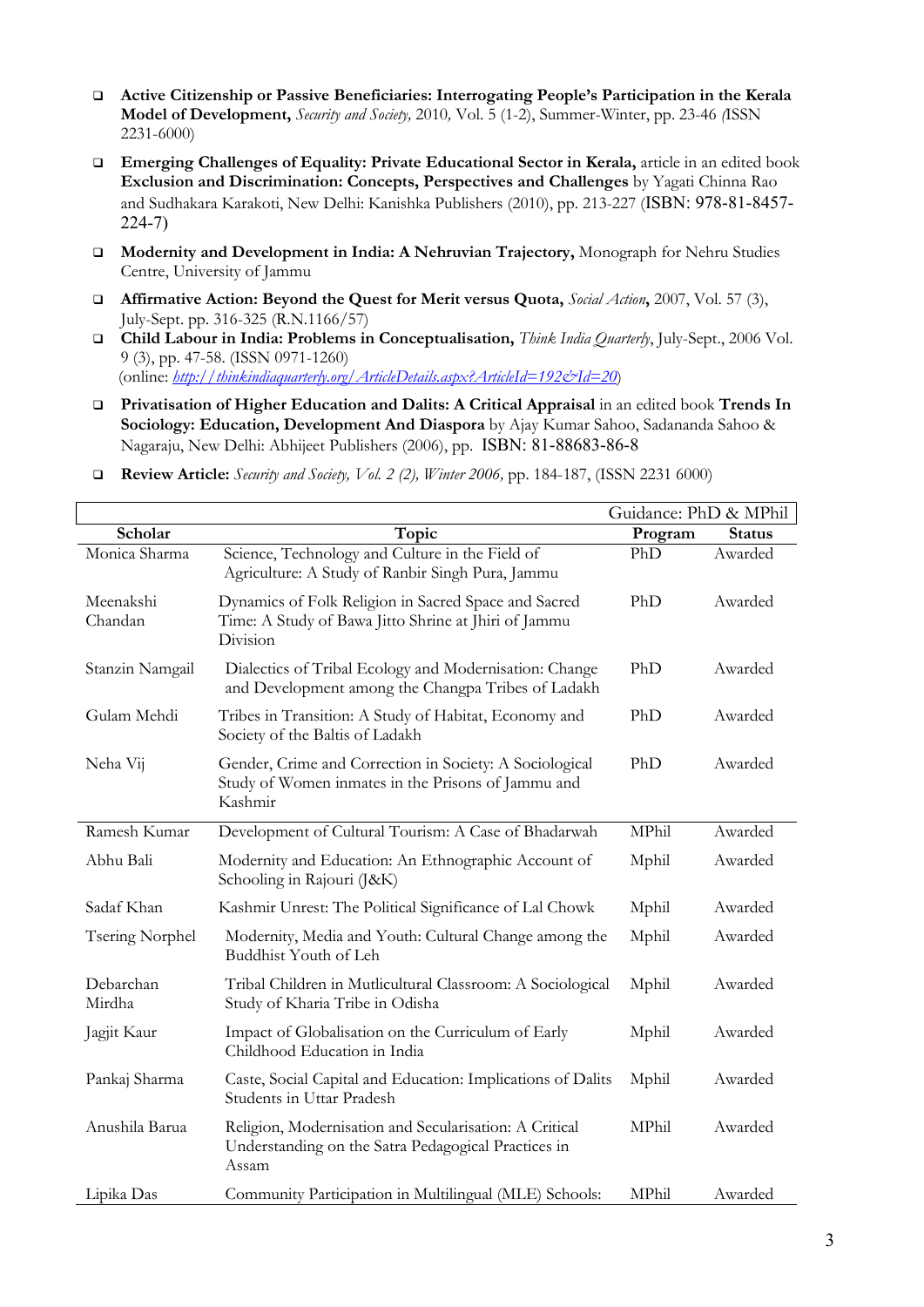- **Active Citizenship or Passive Beneficiaries: Interrogating People's Participation in the Kerala Model of Development,** *Security and Society,* 2010, Vol. 5 (1-2), Summer-Winter, pp. 23-46 *(*ISSN 2231-6000)
- **Emerging Challenges of Equality: Private Educational Sector in Kerala,** article in an edited book **Exclusion and Discrimination: Concepts, Perspectives and Challenges** by Yagati Chinna Rao and Sudhakara Karakoti, New Delhi: Kanishka Publishers (2010), pp. 213-227 (ISBN: 978-81-8457-224-7)
- **Modernity and Development in India: A Nehruvian Trajectory,** Monograph for Nehru Studies Centre, University of Jammu
- **Affirmative Action: Beyond the Quest for Merit versus Quota,** *Social Action***,** 2007, Vol. 57 (3), July-Sept. pp. 316-325 (R.N.1166/57)
- **Child Labour in India: Problems in Conceptualisation,** *Think India Quarterly*, July-Sept., 2006 Vol. 9 (3), pp. 47-58. (ISSN 0971-1260) (online: *http://thinkindiaquarterly.org/ArticleDetails.aspx?ArticleId=192&Id=20*)
- **Privatisation of Higher Education and Dalits: A Critical Appraisal** in an edited book **Trends In Sociology: Education, Development And Diaspora** by Ajay Kumar Sahoo, Sadananda Sahoo & Nagaraju, New Delhi: Abhijeet Publishers (2006), pp. ISBN: 81-88683-86-8
- **Review Article:** *Security and Society, Vol. 2 (2), Winter 2006,* pp. 184-187, (ISSN 2231 6000)

| | | Guidance: PhD & MPhil | |
|---|---|---|---|
| **Scholar** | **Topic** | **Program** | **Status** |
| Monica Sharma | Science, Technology and Culture in the Field of Agriculture: A Study of Ranbir Singh Pura, Jammu | PhD | Awarded |
| Meenakshi Chandan | Dynamics of Folk Religion in Sacred Space and Sacred Time: A Study of Bawa Jitto Shrine at Jhiri of Jammu Division | PhD | Awarded |
| Stanzin Namgail | Dialectics of Tribal Ecology and Modernisation: Change and Development among the Changpa Tribes of Ladakh | PhD | Awarded |
| Gulam Mehdi | Tribes in Transition: A Study of Habitat, Economy and Society of the Baltis of Ladakh | PhD | Awarded |
| Neha Vij | Gender, Crime and Correction in Society: A Sociological Study of Women inmates in the Prisons of Jammu and Kashmir | PhD | Awarded |
| Ramesh Kumar | Development of Cultural Tourism: A Case of Bhadarwah | MPhil | Awarded |
| Abhu Bali | Modernity and Education: An Ethnographic Account of Schooling in Rajouri (J&K) | Mphil | Awarded |
| Sadaf Khan | Kashmir Unrest: The Political Significance of Lal Chowk | Mphil | Awarded |
| Tsering Norphel | Modernity, Media and Youth: Cultural Change among the Buddhist Youth of Leh | Mphil | Awarded |
| Debarchan Mirdha | Tribal Children in Mutlicultural Classroom: A Sociological Study of Kharia Tribe in Odisha | Mphil | Awarded |
| Jagjit Kaur | Impact of Globalisation on the Curriculum of Early Childhood Education in India | Mphil | Awarded |
| Pankaj Sharma | Caste, Social Capital and Education: Implications of Dalits Students in Uttar Pradesh | Mphil | Awarded |
| Anushila Barua | Religion, Modernisation and Secularisation: A Critical Understanding on the Satra Pedagogical Practices in Assam | MPhil | Awarded |
| Lipika Das | Community Participation in Multilingual (MLE) Schools: | MPhil | Awarded |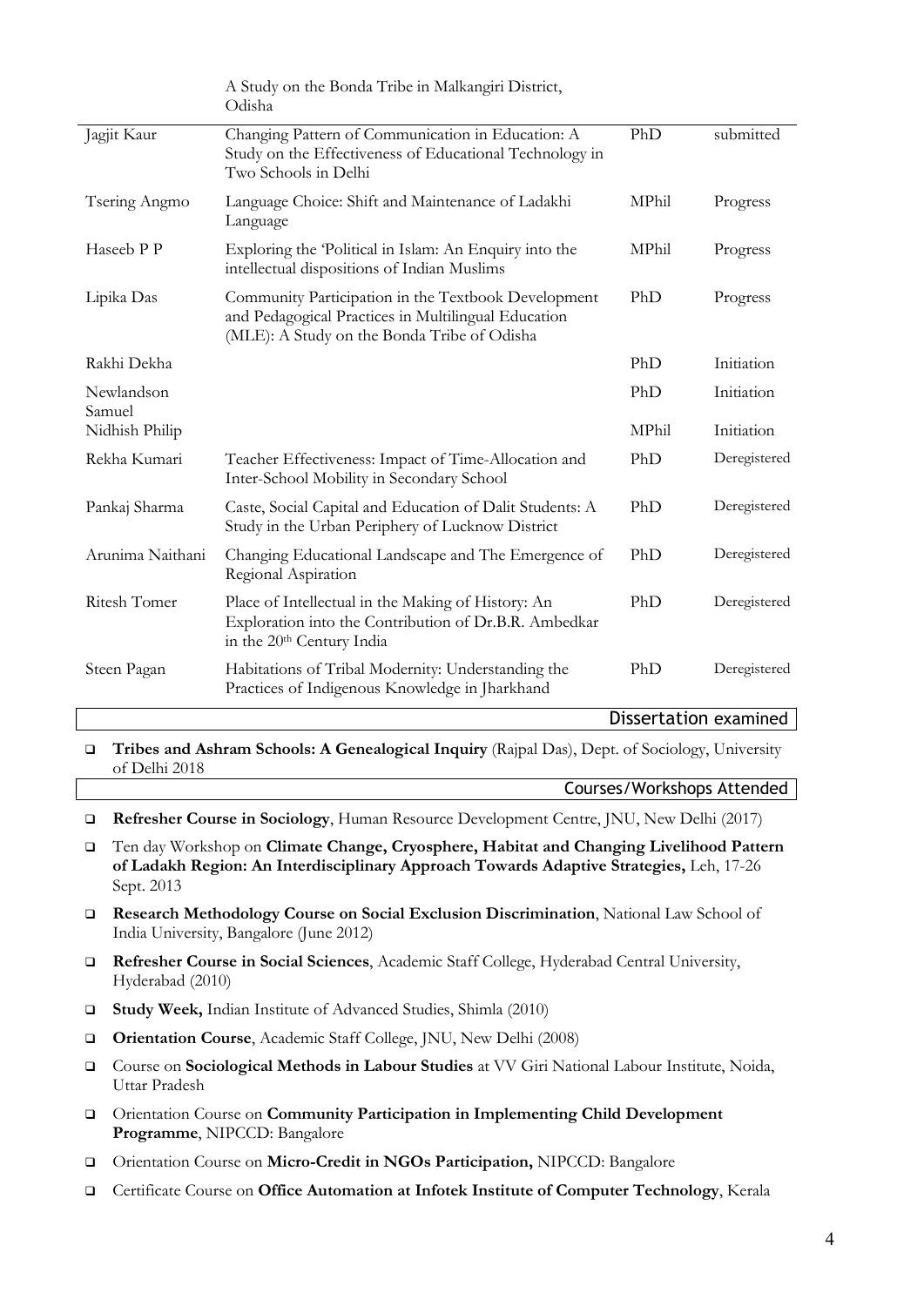| | | | |
|---|---|---|---|
| | A Study on the Bonda Tribe in Malkangiri District, Odisha | | |
| Jagjit Kaur | Changing Pattern of Communication in Education: A Study on the Effectiveness of Educational Technology in Two Schools in Delhi | PhD | submitted |
| Tsering Angmo | Language Choice: Shift and Maintenance of Ladakhi Language | MPhil | Progress |
| Haseeb P P | Exploring the 'Political in Islam: An Enquiry into the intellectual dispositions of Indian Muslims | MPhil | Progress |
| Lipika Das | Community Participation in the Textbook Development and Pedagogical Practices in Multilingual Education (MLE): A Study on the Bonda Tribe of Odisha | PhD | Progress |
| Rakhi Dekha | | PhD | Initiation |
| Newlandson Samuel | | PhD | Initiation |
| Nidhish Philip | | MPhil | Initiation |
| Rekha Kumari | Teacher Effectiveness: Impact of Time-Allocation and Inter-School Mobility in Secondary School | PhD | Deregistered |
| Pankaj Sharma | Caste, Social Capital and Education of Dalit Students: A Study in the Urban Periphery of Lucknow District | PhD | Deregistered |
| Arunima Naithani | Changing Educational Landscape and The Emergence of Regional Aspiration | PhD | Deregistered |
| Ritesh Tomer | Place of Intellectual in the Making of History: An Exploration into the Contribution of Dr.B.R. Ambedkar in the 20th Century India | PhD | Deregistered |
| Steen Pagan | Habitations of Tribal Modernity: Understanding the Practices of Indigenous Knowledge in Jharkhand | PhD | Deregistered |

## Dissertation examined

- **Tribes and Ashram Schools: A Genealogical Inquiry** (Rajpal Das), Dept. of Sociology, University of Delhi 2018

## Courses/Workshops Attended

- **Refresher Course in Sociology**, Human Resource Development Centre, JNU, New Delhi (2017)
- Ten day Workshop on **Climate Change, Cryosphere, Habitat and Changing Livelihood Pattern of Ladakh Region: An Interdisciplinary Approach Towards Adaptive Strategies,** Leh, 17-26 Sept. 2013
- **Research Methodology Course on Social Exclusion Discrimination**, National Law School of India University, Bangalore (June 2012)
- **Refresher Course in Social Sciences**, Academic Staff College, Hyderabad Central University, Hyderabad (2010)
- **Study Week,** Indian Institute of Advanced Studies, Shimla (2010)
- **Orientation Course**, Academic Staff College, JNU, New Delhi (2008)
- Course on **Sociological Methods in Labour Studies** at VV Giri National Labour Institute, Noida, Uttar Pradesh
- Orientation Course on **Community Participation in Implementing Child Development Programme**, NIPCCD: Bangalore
- Orientation Course on **Micro-Credit in NGOs Participation,** NIPCCD: Bangalore
- Certificate Course on **Office Automation at Infotek Institute of Computer Technology**, Kerala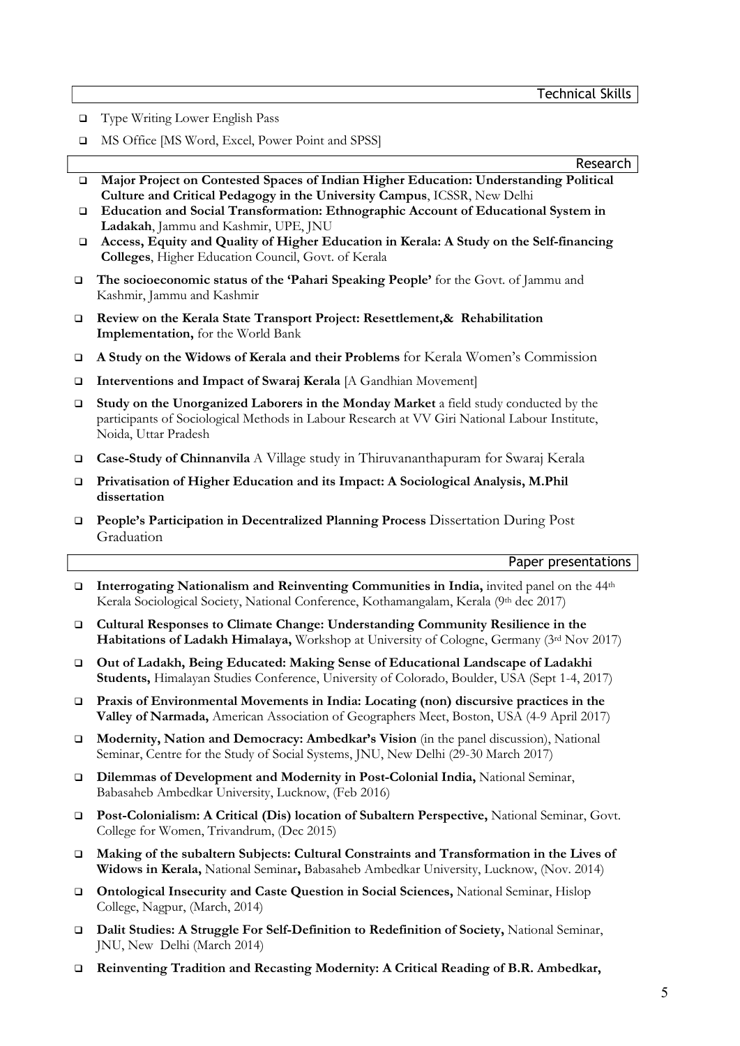## Technical Skills

- Type Writing Lower English Pass
- MS Office [MS Word, Excel, Power Point and SPSS]

## Research

- **Major Project on Contested Spaces of Indian Higher Education: Understanding Political Culture and Critical Pedagogy in the University Campus**, ICSSR, New Delhi
- **Education and Social Transformation: Ethnographic Account of Educational System in Ladakah**, Jammu and Kashmir, UPE, JNU
- **Access, Equity and Quality of Higher Education in Kerala: A Study on the Self-financing Colleges**, Higher Education Council, Govt. of Kerala
- **The socioeconomic status of the 'Pahari Speaking People'** for the Govt. of Jammu and Kashmir, Jammu and Kashmir
- **Review on the Kerala State Transport Project: Resettlement,& Rehabilitation Implementation,** for the World Bank
- **A Study on the Widows of Kerala and their Problems** for Kerala Women's Commission
- **Interventions and Impact of Swaraj Kerala** [A Gandhian Movement]
- **Study on the Unorganized Laborers in the Monday Market** a field study conducted by the participants of Sociological Methods in Labour Research at VV Giri National Labour Institute, Noida, Uttar Pradesh
- **Case-Study of Chinnanvila** A Village study in Thiruvananthapuram for Swaraj Kerala
- **Privatisation of Higher Education and its Impact: A Sociological Analysis, M.Phil dissertation**
- **People's Participation in Decentralized Planning Process** Dissertation During Post Graduation

## Paper presentations

- **Interrogating Nationalism and Reinventing Communities in India,** invited panel on the 44th Kerala Sociological Society, National Conference, Kothamangalam, Kerala (9th dec 2017)
- **Cultural Responses to Climate Change: Understanding Community Resilience in the Habitations of Ladakh Himalaya,** Workshop at University of Cologne, Germany (3rd Nov 2017)
- **Out of Ladakh, Being Educated: Making Sense of Educational Landscape of Ladakhi Students,** Himalayan Studies Conference, University of Colorado, Boulder, USA (Sept 1-4, 2017)
- **Praxis of Environmental Movements in India: Locating (non) discursive practices in the Valley of Narmada,** American Association of Geographers Meet, Boston, USA (4-9 April 2017)
- **Modernity, Nation and Democracy: Ambedkar's Vision** (in the panel discussion), National Seminar, Centre for the Study of Social Systems, JNU, New Delhi (29-30 March 2017)
- **Dilemmas of Development and Modernity in Post-Colonial India,** National Seminar, Babasaheb Ambedkar University, Lucknow, (Feb 2016)
- **Post-Colonialism: A Critical (Dis) location of Subaltern Perspective,** National Seminar, Govt. College for Women, Trivandrum, (Dec 2015)
- **Making of the subaltern Subjects: Cultural Constraints and Transformation in the Lives of Widows in Kerala,** National Seminar**,** Babasaheb Ambedkar University, Lucknow, (Nov. 2014)
- **Ontological Insecurity and Caste Question in Social Sciences,** National Seminar, Hislop College, Nagpur, (March, 2014)
- **Dalit Studies: A Struggle For Self-Definition to Redefinition of Society,** National Seminar, JNU, New Delhi (March 2014)
- **Reinventing Tradition and Recasting Modernity: A Critical Reading of B.R. Ambedkar,**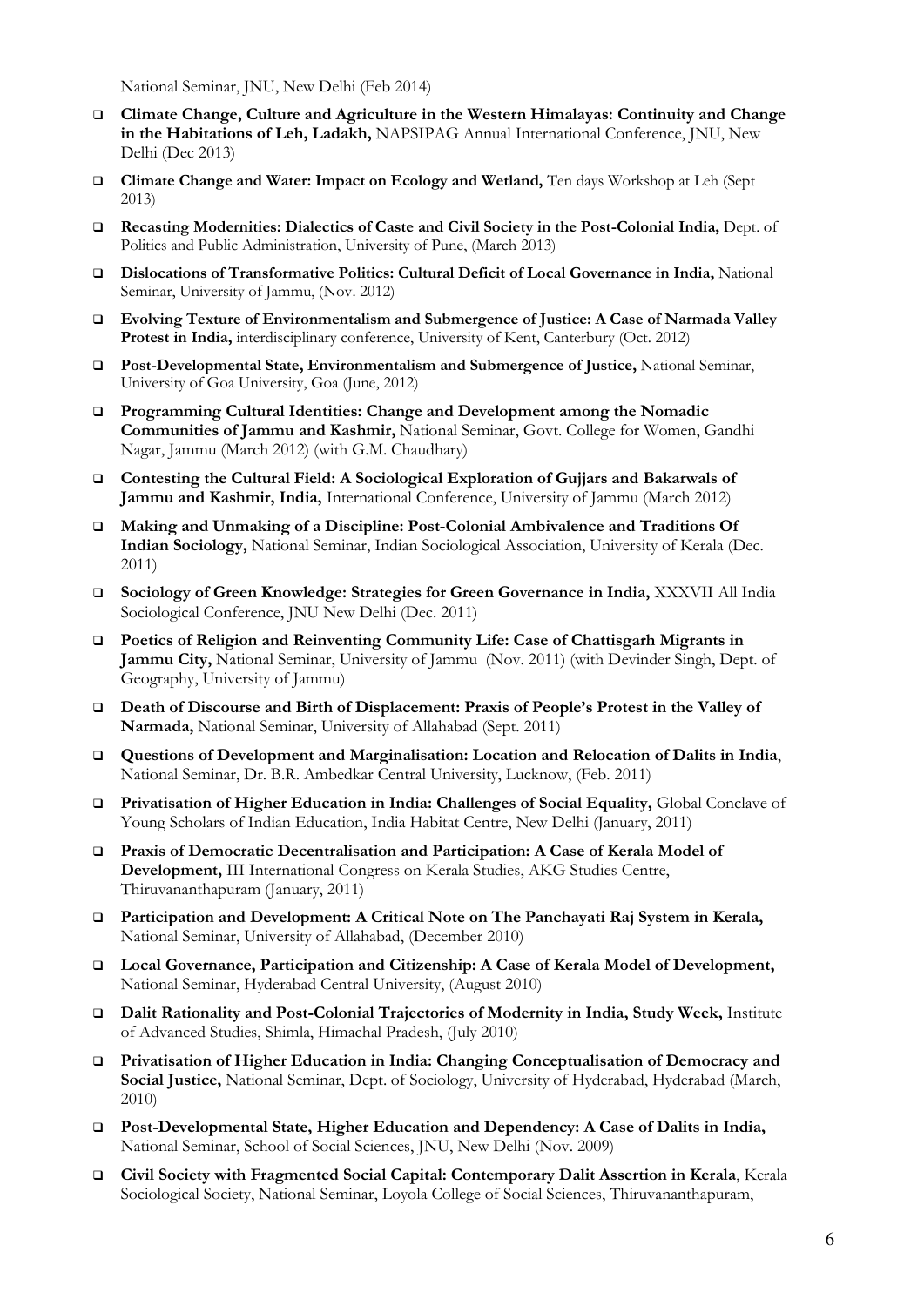National Seminar, JNU, New Delhi (Feb 2014)

- **Climate Change, Culture and Agriculture in the Western Himalayas: Continuity and Change in the Habitations of Leh, Ladakh,** NAPSIPAG Annual International Conference, JNU, New Delhi (Dec 2013)
- **Climate Change and Water: Impact on Ecology and Wetland,** Ten days Workshop at Leh (Sept 2013)
- **Recasting Modernities: Dialectics of Caste and Civil Society in the Post-Colonial India,** Dept. of Politics and Public Administration, University of Pune, (March 2013)
- **Dislocations of Transformative Politics: Cultural Deficit of Local Governance in India,** National Seminar, University of Jammu, (Nov. 2012)
- **Evolving Texture of Environmentalism and Submergence of Justice: A Case of Narmada Valley Protest in India,** interdisciplinary conference, University of Kent, Canterbury (Oct. 2012)
- **Post-Developmental State, Environmentalism and Submergence of Justice,** National Seminar, University of Goa University, Goa (June, 2012)
- **Programming Cultural Identities: Change and Development among the Nomadic Communities of Jammu and Kashmir,** National Seminar, Govt. College for Women, Gandhi Nagar, Jammu (March 2012) (with G.M. Chaudhary)
- **Contesting the Cultural Field: A Sociological Exploration of Gujjars and Bakarwals of Jammu and Kashmir, India,** International Conference, University of Jammu (March 2012)
- **Making and Unmaking of a Discipline: Post-Colonial Ambivalence and Traditions Of Indian Sociology,** National Seminar, Indian Sociological Association, University of Kerala (Dec. 2011)
- **Sociology of Green Knowledge: Strategies for Green Governance in India,** XXXVII All India Sociological Conference, JNU New Delhi (Dec. 2011)
- **Poetics of Religion and Reinventing Community Life: Case of Chattisgarh Migrants in Jammu City,** National Seminar, University of Jammu (Nov. 2011) (with Devinder Singh, Dept. of Geography, University of Jammu)
- **Death of Discourse and Birth of Displacement: Praxis of People's Protest in the Valley of Narmada,** National Seminar, University of Allahabad (Sept. 2011)
- **Questions of Development and Marginalisation: Location and Relocation of Dalits in India**, National Seminar, Dr. B.R. Ambedkar Central University, Lucknow, (Feb. 2011)
- **Privatisation of Higher Education in India: Challenges of Social Equality,** Global Conclave of Young Scholars of Indian Education, India Habitat Centre, New Delhi (January, 2011)
- **Praxis of Democratic Decentralisation and Participation: A Case of Kerala Model of Development,** III International Congress on Kerala Studies, AKG Studies Centre, Thiruvananthapuram (January, 2011)
- **Participation and Development: A Critical Note on The Panchayati Raj System in Kerala,** National Seminar, University of Allahabad, (December 2010)
- **Local Governance, Participation and Citizenship: A Case of Kerala Model of Development,** National Seminar, Hyderabad Central University, (August 2010)
- **Dalit Rationality and Post-Colonial Trajectories of Modernity in India, Study Week,** Institute of Advanced Studies, Shimla, Himachal Pradesh, (July 2010)
- **Privatisation of Higher Education in India: Changing Conceptualisation of Democracy and Social Justice,** National Seminar, Dept. of Sociology, University of Hyderabad, Hyderabad (March, 2010)
- **Post-Developmental State, Higher Education and Dependency: A Case of Dalits in India,** National Seminar, School of Social Sciences, JNU, New Delhi (Nov. 2009)
- **Civil Society with Fragmented Social Capital: Contemporary Dalit Assertion in Kerala**, Kerala Sociological Society, National Seminar, Loyola College of Social Sciences, Thiruvananthapuram,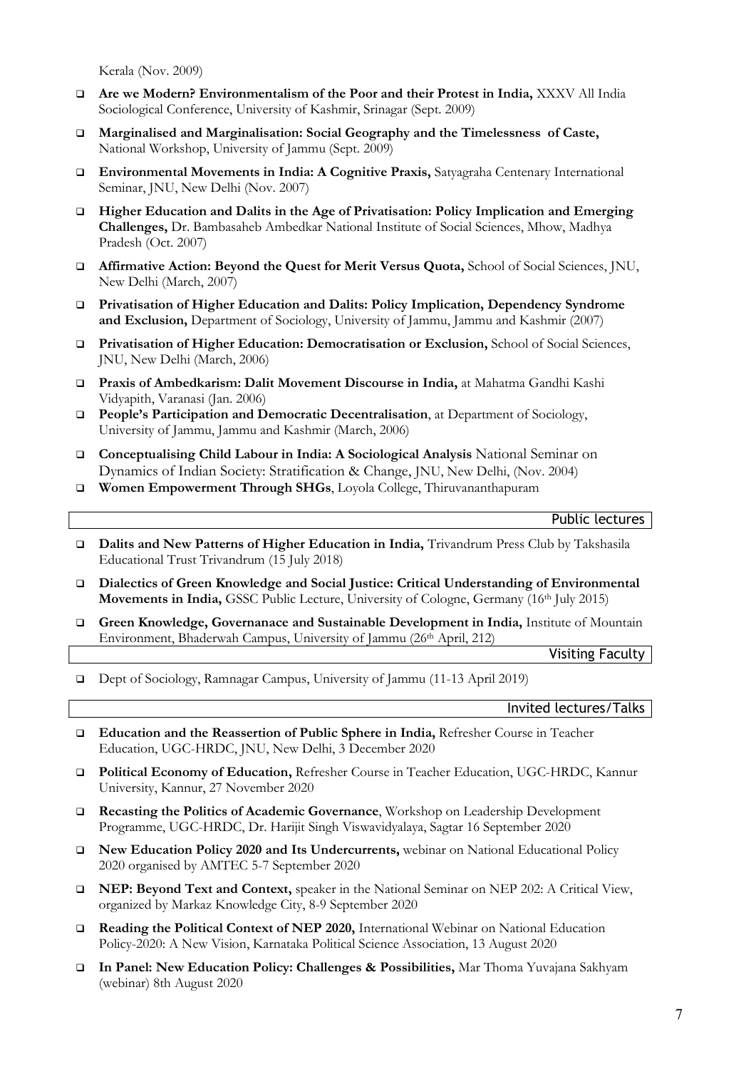Kerala (Nov. 2009)

- **Are we Modern? Environmentalism of the Poor and their Protest in India,** XXXV All India Sociological Conference, University of Kashmir, Srinagar (Sept. 2009)
- **Marginalised and Marginalisation: Social Geography and the Timelessness of Caste,** National Workshop, University of Jammu (Sept. 2009)
- **Environmental Movements in India: A Cognitive Praxis,** Satyagraha Centenary International Seminar, JNU, New Delhi (Nov. 2007)
- **Higher Education and Dalits in the Age of Privatisation: Policy Implication and Emerging Challenges,** Dr. Bambasaheb Ambedkar National Institute of Social Sciences, Mhow, Madhya Pradesh (Oct. 2007)
- **Affirmative Action: Beyond the Quest for Merit Versus Quota,** School of Social Sciences, JNU, New Delhi (March, 2007)
- **Privatisation of Higher Education and Dalits: Policy Implication, Dependency Syndrome and Exclusion,** Department of Sociology, University of Jammu, Jammu and Kashmir (2007)
- **Privatisation of Higher Education: Democratisation or Exclusion,** School of Social Sciences, JNU, New Delhi (March, 2006)
- **Praxis of Ambedkarism: Dalit Movement Discourse in India,** at Mahatma Gandhi Kashi Vidyapith, Varanasi (Jan. 2006)
- **People's Participation and Democratic Decentralisation**, at Department of Sociology, University of Jammu, Jammu and Kashmir (March, 2006)
- **Conceptualising Child Labour in India: A Sociological Analysis** National Seminar on Dynamics of Indian Society: Stratification & Change, JNU, New Delhi, (Nov. 2004)
- **Women Empowerment Through SHGs**, Loyola College, Thiruvananthapuram

## Public lectures

- **Dalits and New Patterns of Higher Education in India,** Trivandrum Press Club by Takshasila Educational Trust Trivandrum (15 July 2018)
- **Dialectics of Green Knowledge and Social Justice: Critical Understanding of Environmental Movements in India,** GSSC Public Lecture, University of Cologne, Germany (16th July 2015)
- **Green Knowledge, Governanace and Sustainable Development in India,** Institute of Mountain Environment, Bhaderwah Campus, University of Jammu (26th April, 212)

## Visiting Faculty

- Dept of Sociology, Ramnagar Campus, University of Jammu (11-13 April 2019)

## Invited lectures/Talks

- **Education and the Reassertion of Public Sphere in India,** Refresher Course in Teacher Education, UGC-HRDC, JNU, New Delhi, 3 December 2020
- **Political Economy of Education,** Refresher Course in Teacher Education, UGC-HRDC, Kannur University, Kannur, 27 November 2020
- **Recasting the Politics of Academic Governance**, Workshop on Leadership Development Programme, UGC-HRDC, Dr. Harijit Singh Viswavidyalaya, Sagtar 16 September 2020
- **New Education Policy 2020 and Its Undercurrents,** webinar on National Educational Policy 2020 organised by AMTEC 5-7 September 2020
- **NEP: Beyond Text and Context,** speaker in the National Seminar on NEP 202: A Critical View, organized by Markaz Knowledge City, 8-9 September 2020
- **Reading the Political Context of NEP 2020,** International Webinar on National Education Policy-2020: A New Vision, Karnataka Political Science Association, 13 August 2020
- **In Panel: New Education Policy: Challenges & Possibilities,** Mar Thoma Yuvajana Sakhyam (webinar) 8th August 2020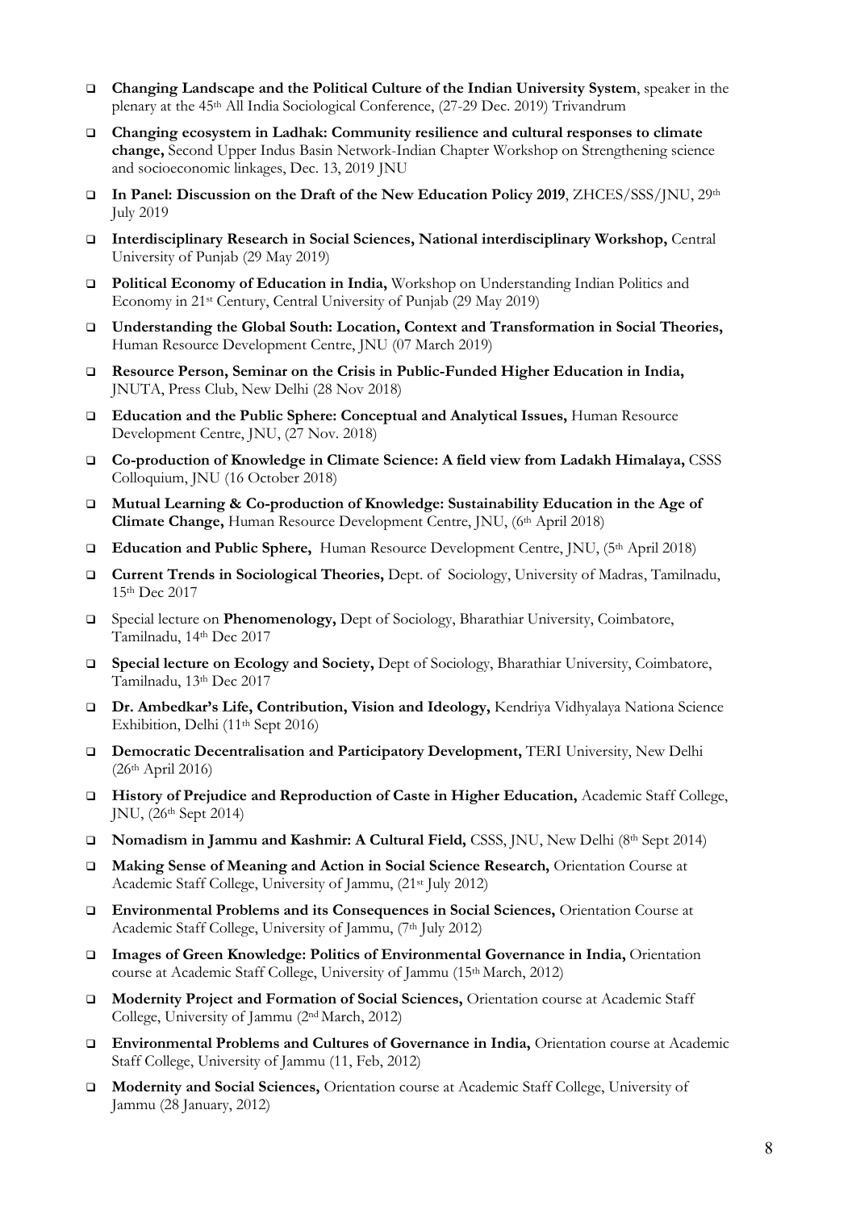- **Changing Landscape and the Political Culture of the Indian University System**, speaker in the plenary at the 45th All India Sociological Conference, (27-29 Dec. 2019) Trivandrum
- **Changing ecosystem in Ladhak: Community resilience and cultural responses to climate change,** Second Upper Indus Basin Network-Indian Chapter Workshop on Strengthening science and socioeconomic linkages, Dec. 13, 2019 JNU
- **In Panel: Discussion on the Draft of the New Education Policy 2019**, ZHCES/SSS/JNU, 29th July 2019
- **Interdisciplinary Research in Social Sciences, National interdisciplinary Workshop,** Central University of Punjab (29 May 2019)
- **Political Economy of Education in India,** Workshop on Understanding Indian Politics and Economy in 21st Century, Central University of Punjab (29 May 2019)
- **Understanding the Global South: Location, Context and Transformation in Social Theories,** Human Resource Development Centre, JNU (07 March 2019)
- **Resource Person, Seminar on the Crisis in Public-Funded Higher Education in India,** JNUTA, Press Club, New Delhi (28 Nov 2018)
- **Education and the Public Sphere: Conceptual and Analytical Issues,** Human Resource Development Centre, JNU, (27 Nov. 2018)
- **Co-production of Knowledge in Climate Science: A field view from Ladakh Himalaya,** CSSS Colloquium, JNU (16 October 2018)
- **Mutual Learning & Co-production of Knowledge: Sustainability Education in the Age of Climate Change,** Human Resource Development Centre, JNU, (6th April 2018)
- **Education and Public Sphere,** Human Resource Development Centre, JNU, (5th April 2018)
- **Current Trends in Sociological Theories,** Dept. of Sociology, University of Madras, Tamilnadu, 15th Dec 2017
- Special lecture on **Phenomenology,** Dept of Sociology, Bharathiar University, Coimbatore, Tamilnadu, 14th Dec 2017
- **Special lecture on Ecology and Society,** Dept of Sociology, Bharathiar University, Coimbatore, Tamilnadu, 13th Dec 2017
- **Dr. Ambedkar's Life, Contribution, Vision and Ideology,** Kendriya Vidhyalaya Nationa Science Exhibition, Delhi (11th Sept 2016)
- **Democratic Decentralisation and Participatory Development,** TERI University, New Delhi (26th April 2016)
- **History of Prejudice and Reproduction of Caste in Higher Education,** Academic Staff College, JNU, (26th Sept 2014)
- **Nomadism in Jammu and Kashmir: A Cultural Field,** CSSS, JNU, New Delhi (8th Sept 2014)
- **Making Sense of Meaning and Action in Social Science Research,** Orientation Course at Academic Staff College, University of Jammu, (21st July 2012)
- **Environmental Problems and its Consequences in Social Sciences,** Orientation Course at Academic Staff College, University of Jammu, (7th July 2012)
- **Images of Green Knowledge: Politics of Environmental Governance in India,** Orientation course at Academic Staff College, University of Jammu (15th March, 2012)
- **Modernity Project and Formation of Social Sciences,** Orientation course at Academic Staff College, University of Jammu (2nd March, 2012)
- **Environmental Problems and Cultures of Governance in India,** Orientation course at Academic Staff College, University of Jammu (11, Feb, 2012)
- **Modernity and Social Sciences,** Orientation course at Academic Staff College, University of Jammu (28 January, 2012)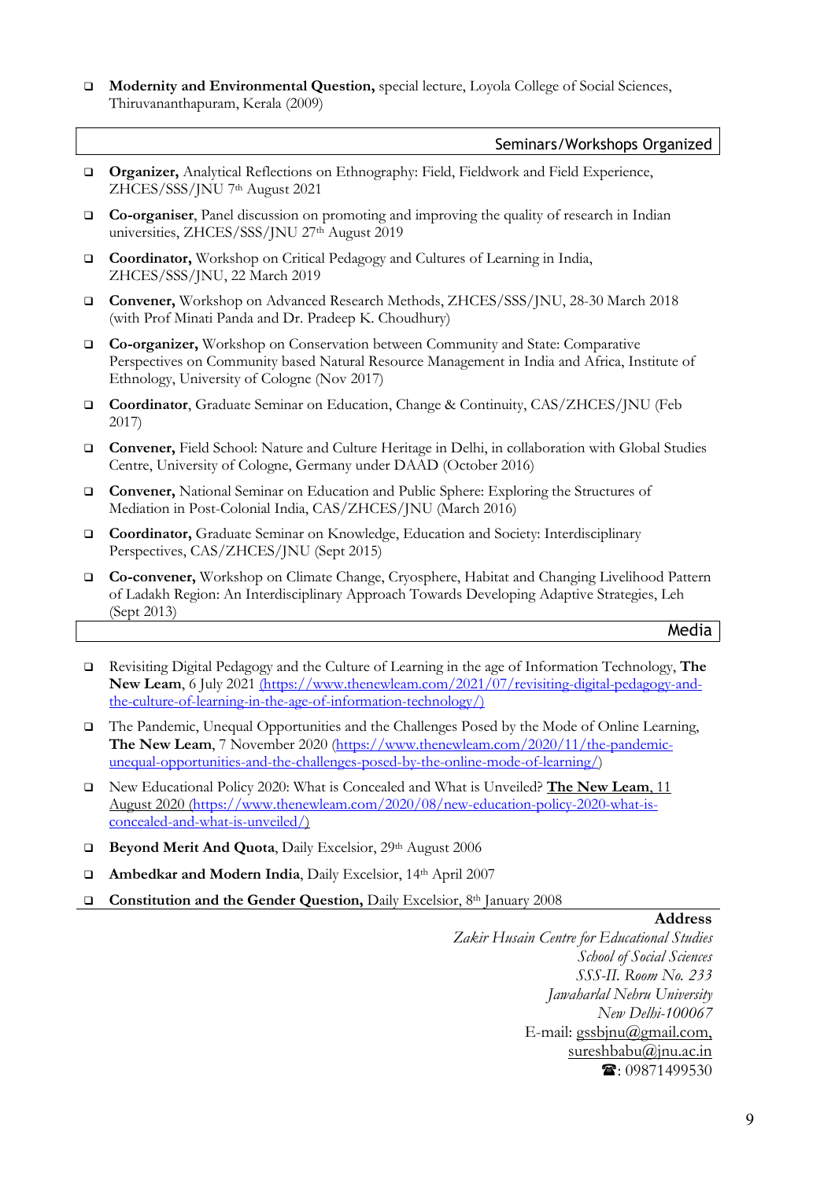- **Modernity and Environmental Question,** special lecture, Loyola College of Social Sciences, Thiruvananthapuram, Kerala (2009)

## Seminars/Workshops Organized

- **Organizer,** Analytical Reflections on Ethnography: Field, Fieldwork and Field Experience, ZHCES/SSS/JNU 7th August 2021
- **Co-organiser**, Panel discussion on promoting and improving the quality of research in Indian universities, ZHCES/SSS/JNU 27th August 2019
- **Coordinator,** Workshop on Critical Pedagogy and Cultures of Learning in India, ZHCES/SSS/JNU, 22 March 2019
- **Convener,** Workshop on Advanced Research Methods, ZHCES/SSS/JNU, 28-30 March 2018 (with Prof Minati Panda and Dr. Pradeep K. Choudhury)
- **Co-organizer,** Workshop on Conservation between Community and State: Comparative Perspectives on Community based Natural Resource Management in India and Africa, Institute of Ethnology, University of Cologne (Nov 2017)
- **Coordinator**, Graduate Seminar on Education, Change & Continuity, CAS/ZHCES/JNU (Feb 2017)
- **Convener,** Field School: Nature and Culture Heritage in Delhi, in collaboration with Global Studies Centre, University of Cologne, Germany under DAAD (October 2016)
- **Convener,** National Seminar on Education and Public Sphere: Exploring the Structures of Mediation in Post-Colonial India, CAS/ZHCES/JNU (March 2016)
- **Coordinator,** Graduate Seminar on Knowledge, Education and Society: Interdisciplinary Perspectives, CAS/ZHCES/JNU (Sept 2015)
- **Co-convener,** Workshop on Climate Change, Cryosphere, Habitat and Changing Livelihood Pattern of Ladakh Region: An Interdisciplinary Approach Towards Developing Adaptive Strategies, Leh (Sept 2013)

## Media

- Revisiting Digital Pedagogy and the Culture of Learning in the age of Information Technology, **The New Leam**, 6 July 2021 (https://www.thenewleam.com/2021/07/revisiting-digital-pedagogy-and-the-culture-of-learning-in-the-age-of-information-technology/)
- The Pandemic, Unequal Opportunities and the Challenges Posed by the Mode of Online Learning, **The New Leam**, 7 November 2020 (https://www.thenewleam.com/2020/11/the-pandemic-unequal-opportunities-and-the-challenges-posed-by-the-online-mode-of-learning/)
- New Educational Policy 2020: What is Concealed and What is Unveiled? **The New Leam**, 11 August 2020 (https://www.thenewleam.com/2020/08/new-education-policy-2020-what-is-concealed-and-what-is-unveiled/)
- **Beyond Merit And Quota**, Daily Excelsior, 29th August 2006
- **Ambedkar and Modern India**, Daily Excelsior, 14th April 2007
- **Constitution and the Gender Question,** Daily Excelsior, 8th January 2008

**Address**

*Zakir Husain Centre for Educational Studies*
*School of Social Sciences*
*SSS-II. Room No. 233*
*Jawaharlal Nehru University*
*New Delhi-100067*
E-mail: gssbjnu@gmail.com,
sureshbabu@jnu.ac.in
☎: 09871499530